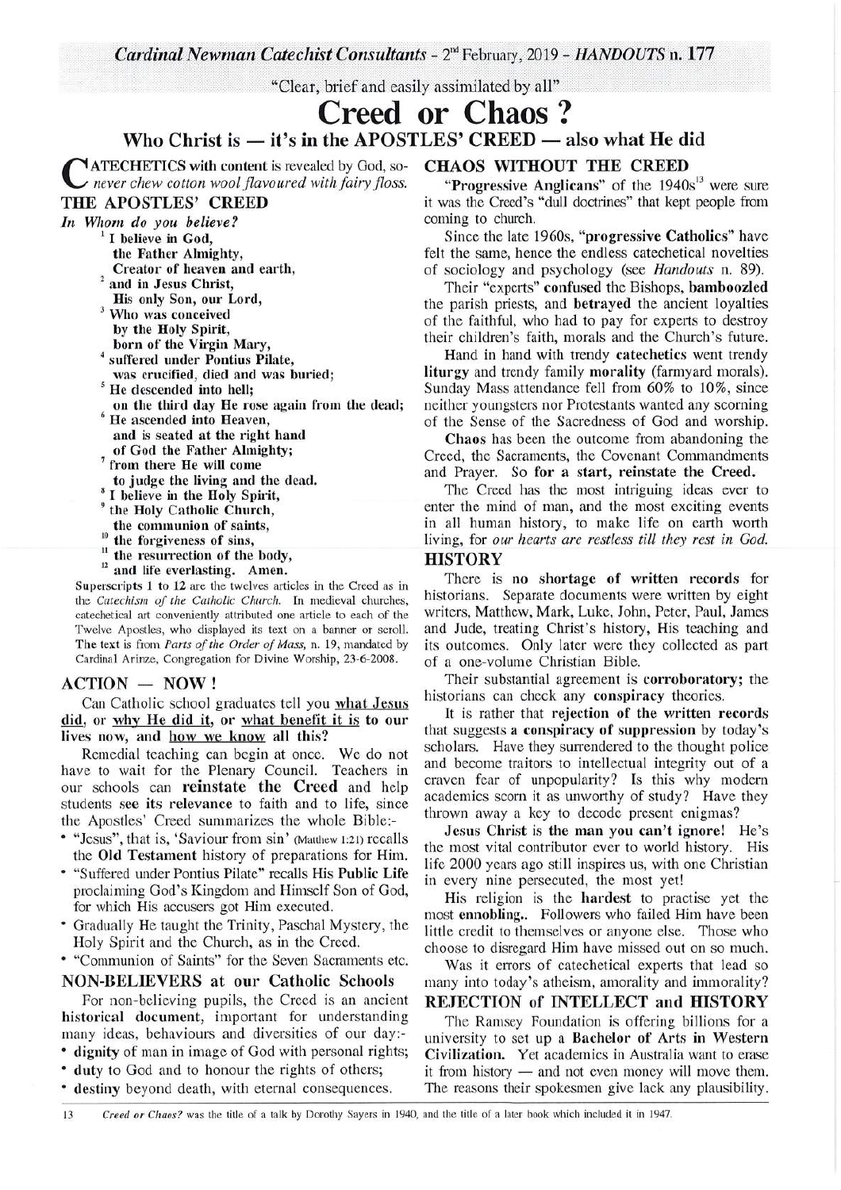*Cardinal Newman Catechist Consultants* - 2nd February, 2019 - ***HANDOUTS* n. 177**

"Clear, brief and easily assimilated by all"

# Creed or Chaos ?

## Who Christ is — it's in the APOSTLES' CREED — also what He did

CATECHETICS with content is revealed by God, so—*never chew cotton wool flavoured with fairy floss.*

### THE APOSTLES' CREED

***In Whom do you believe?***

**[1] I believe in God,**
**the Father Almighty,**
**Creator of heaven and earth,**
**[2] and in Jesus Christ,**
**His only Son, our Lord,**
**[3] Who was conceived**
**by the Holy Spirit,**
**born of the Virgin Mary,**
**[4] suffered under Pontius Pilate,**
**was crucified, died and was buried;**
**[5] He descended into hell;**
**on the third day He rose again from the dead;**
**[6] He ascended into Heaven,**
**and is seated at the right hand**
**of God the Father Almighty;**
**[7] from there He will come**
**to judge the living and the dead.**
**[8] I believe in the Holy Spirit,**
**[9] the Holy Catholic Church,**
**the communion of saints,**
**[10] the forgiveness of sins,**
**[11] the resurrection of the body,**
**[12] and life everlasting. Amen.**

Superscripts 1 to 12 are the twelves articles in the Creed as in the *Catechism of the Catholic Church*. In medieval churches, catechetical art conveniently attributed one article to each of the Twelve Apostles, who displayed its text on a banner or scroll. The text is from *Parts of the Order of Mass*, n. 19, mandated by Cardinal Arinze, Congregation for Divine Worship, 23-6-2008.

### ACTION — NOW !

Can Catholic school graduates tell you what Jesus did, or why He did it, or what benefit it is to our lives now, and how we know all this?

Remedial teaching can begin at once. We do not have to wait for the Plenary Council. Teachers in our schools can **reinstate the Creed** and help students **see its relevance** to faith and to life, since the Apostles' Creed summarizes the whole Bible:-

- "Jesus", that is, 'Saviour from sin' (Matthew 1:21) recalls the **Old Testament** history of preparations for Him.
- "Suffered under Pontius Pilate" recalls His **Public Life** proclaiming God's Kingdom and Himself Son of God, for which His accusers got Him executed.
- Gradually He taught the Trinity, Paschal Mystery, the Holy Spirit and the Church, as in the Creed.
- "Communion of Saints" for the Seven Sacraments etc.

### NON-BELIEVERS at our Catholic Schools

For non-believing pupils, the Creed is an ancient **historical document**, important for understanding many ideas, behaviours and diversities of our day:-

- **dignity** of man in image of God with personal rights;
- **duty** to God and to honour the rights of others;
- **destiny** beyond death, with eternal consequences.

### CHAOS WITHOUT THE CREED

"**Progressive Anglicans**" of the 1940s[13] were sure it was the Creed's "dull doctrines" that kept people from coming to church.

Since the late 1960s, "**progressive Catholics**" have felt the same, hence the endless catechetical novelties of sociology and psychology (see *Handouts* n. 89).

Their "experts" **confused** the Bishops, **bamboozled** the parish priests, and **betrayed** the ancient loyalties of the faithful, who had to pay for experts to destroy their children's faith, morals and the Church's future.

Hand in hand with trendy **catechetics** went trendy **liturgy** and trendy family **morality** (farmyard morals). Sunday Mass attendance fell from 60% to 10%, since neither youngsters nor Protestants wanted any scorning of the Sense of the Sacredness of God and worship.

**Chaos** has been the outcome from abandoning the Creed, the Sacraments, the Covenant Commandments and Prayer. **So for a start, reinstate the Creed.**

The Creed has the most intriguing ideas ever to enter the mind of man, and the most exciting events in all human history, to make life on earth worth living, for *our hearts are restless till they rest in God.*

### HISTORY

There is **no shortage of written records** for historians. Separate documents were written by eight writers, Matthew, Mark, Luke, John, Peter, Paul, James and Jude, treating Christ's history, His teaching and its outcomes. Only later were they collected as part of a one-volume Christian Bible.

Their substantial agreement is **corroboratory;** the historians can check any **conspiracy** theories.

It is rather that **rejection of the written records** that suggests **a conspiracy of suppression** by today's scholars. Have they surrendered to the thought police and become traitors to intellectual integrity out of a craven fear of unpopularity? Is this why modern academics scorn it as unworthy of study? Have they thrown away a key to decode present enigmas?

**Jesus Christ** is **the man you can't ignore!** He's the most vital contributor ever to world history. His life 2000 years ago still inspires us, with one Christian in every nine persecuted, the most yet!

His religion is the **hardest** to practise yet the most **ennobling..** Followers who failed Him have been little credit to themselves or anyone else. Those who choose to disregard Him have missed out on so much.

Was it errors of catechetical experts that lead so many into today's atheism, amorality and immorality?

### REJECTION of INTELLECT and HISTORY

The Ramsey Foundation is offering billions for a university to set up a **Bachelor of Arts in Western Civilization.** Yet academics in Australia want to erase it from history — and not even money will move them. The reasons their spokesmen give lack any plausibility.

---

[13] *Creed or Chaos?* was the title of a talk by Dorothy Sayers in 1940, and the title of a later book which included it in 1947.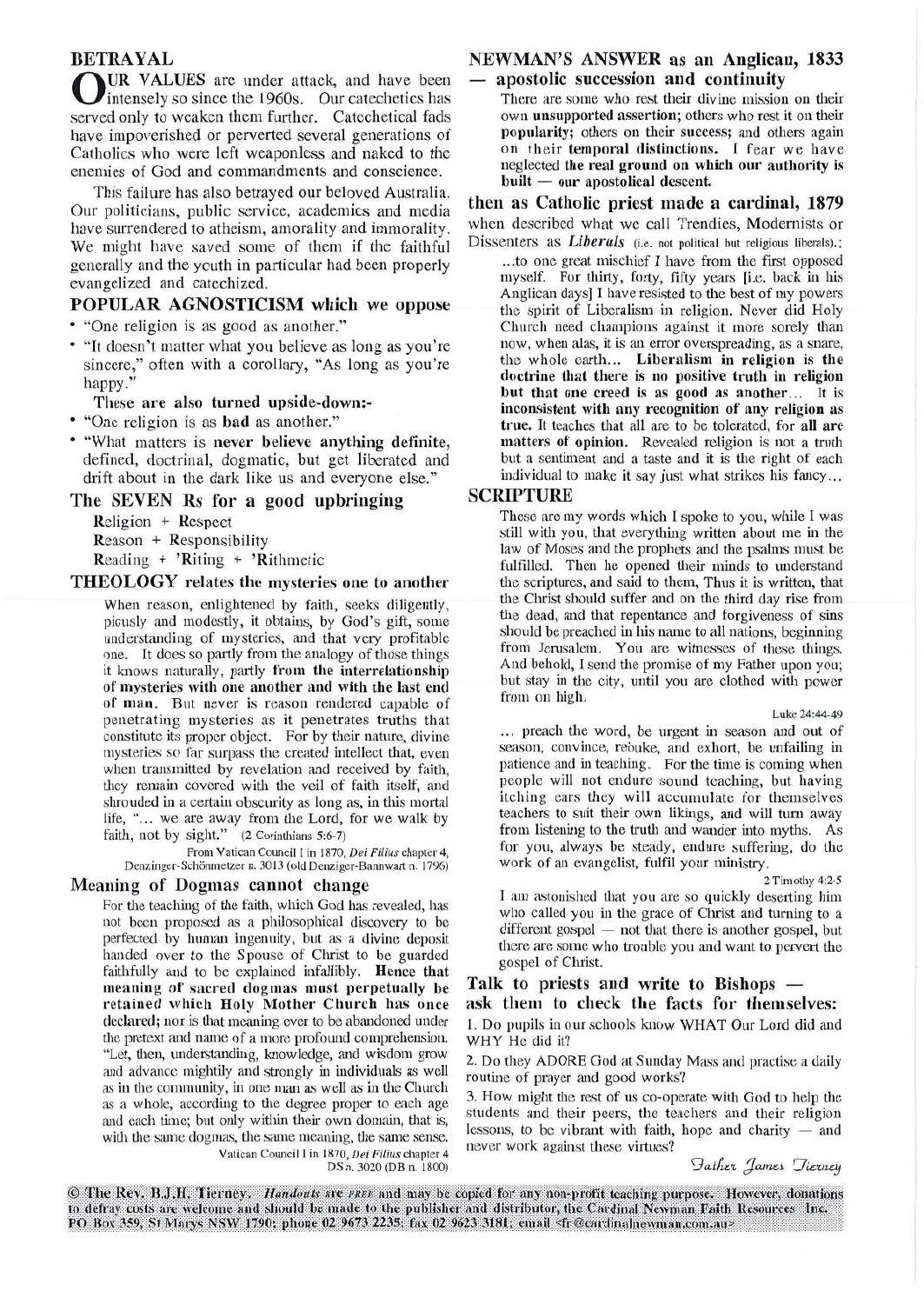## BETRAYAL

OUR VALUES are under attack, and have been intensely so since the 1960s. Our catechetics has served only to weaken them further. Catechetical fads have impoverished or perverted several generations of Catholics who were left weaponless and naked to the enemies of God and commandments and conscience.

This failure has also betrayed our beloved Australia. Our politicians, public service, academics and media have surrendered to atheism, amorality and immorality. We might have saved some of them if the faithful generally and the youth in particular had been properly evangelized and catechized.

## POPULAR AGNOSTICISM which we oppose

- "One religion is as good as another."
- "It doesn't matter what you believe as long as you're sincere," often with a corollary, "As long as you're happy."

These are also turned upside-down:-

- "One religion is as **bad** as another."
- "What matters is **never believe anything definite**, defined, doctrinal, dogmatic, but get liberated and drift about in the dark like us and everyone else."

## The SEVEN Rs for a good upbringing

Religion + Respect
Reason + Responsibility
Reading + 'Riting + 'Rithmetic

## THEOLOGY relates the mysteries one to another

When reason, enlightened by faith, seeks diligently, piously and modestly, it obtains, by God's gift, some understanding of mysteries, and that very profitable one. It does so partly from the analogy of those things it knows naturally, partly **from the interrelationship of mysteries with one another and with the last end of man.** But never is reason rendered capable of penetrating mysteries as it penetrates truths that constitute its proper object. For by their nature, divine mysteries so far surpass the created intellect that, even when transmitted by revelation and received by faith, they remain covered with the veil of faith itself, and shrouded in a certain obscurity as long as, in this mortal life, "... we are away from the Lord, for we walk by faith, not by sight." (2 Corinthians 5:6-7)

From Vatican Council I in 1870, *Dei Filius* chapter 4, Denziger-Schönmetzer n. 3013 (old Denziger-Bannwart n. 1796)

## Meaning of Dogmas cannot change

For the teaching of the faith, which God has revealed, has not been proposed as a philosophical discovery to be perfected by human ingenuity, but as a divine deposit handed over to the Spouse of Christ to be guarded faithfully and to be explained infallibly. **Hence that meaning of sacred dogmas must perpetually be retained which Holy Mother Church has once declared;** nor is that meaning ever to be abandoned under the pretext and name of a more profound comprehension. "Let, then, understanding, knowledge, and wisdom grow and advance mightily and strongly in individuals as well as in the community, in one man as well as in the Church as a whole, according to the degree proper to each age and each time; but only within their own domain, that is, with the same dogmas, the same meaning, the same sense.

Vatican Council I in 1870, *Dei Filius* chapter 4
DS n. 3020 (DB n. 1800)

## NEWMAN'S ANSWER as an Anglican, 1833 — apostolic succession and continuity

There are some who rest their divine mission on their own **unsupported assertion**; others who rest it on their **popularity**; others on their **success**; and others again on their **temporal distinctions**. I fear we have neglected **the real ground on which our authority is built — our apostolical descent.**

## then as Catholic priest made a cardinal, 1879

when described what we call Trendies, Modernists or Dissenters as ***Liberals*** (i.e. not political but religious liberals).:

...to one great mischief I have from the first opposed myself. For thirty, forty, fifty years [i.e. back in his Anglican days] I have resisted to the best of my powers the spirit of Liberalism in religion. Never did Holy Church need champions against it more sorely than now, when alas, it is an error overspreading, as a snare, the whole earth... **Liberalism in religion is the doctrine that there is no positive truth in religion but that one creed is as good as another**... It is **inconsistent with any recognition of any religion as true.** It teaches that all are to be tolerated, for **all are matters of opinion.** Revealed religion is not a truth but a sentiment and a taste and it is the right of each individual to make it say just what strikes his fancy...

## SCRIPTURE

These are my words which I spoke to you, while I was still with you, that everything written about me in the law of Moses and the prophets and the psalms must be fulfilled. Then he opened their minds to understand the scriptures, and said to them, Thus it is written, that the Christ should suffer and on the third day rise from the dead, and that repentance and forgiveness of sins should be preached in his name to all nations, beginning from Jerusalem. You are witnesses of these things. And behold, I send the promise of my Father upon you; but stay in the city, until you are clothed with power from on high.

Luke 24:44-49

... preach the word, be urgent in season and out of season, convince, rebuke, and exhort, be unfailing in patience and in teaching. For the time is coming when people will not endure sound teaching, but having itching ears they will accumulate for themselves teachers to suit their own likings, and will turn away from listening to the truth and wander into myths. As for you, always be steady, endure suffering, do the work of an evangelist, fulfil your ministry.

2 Timothy 4:2-5

I am astonished that you are so quickly deserting him who called you in the grace of Christ and turning to a different gospel — not that there is another gospel, but there are some who trouble you and want to pervert the gospel of Christ.

## Talk to priests and write to Bishops — ask them to check the facts for themselves:

1. Do pupils in our schools know WHAT Our Lord did and WHY He did it?
2. Do they ADORE God at Sunday Mass and practise a daily routine of prayer and good works?
3. How might the rest of us co-operate with God to help the students and their peers, the teachers and their religion lessons, to be vibrant with faith, hope and charity — and never work against these virtues?

*Father James Tierney*

© The Rev. B.J.H. Tierney. *Handouts* are FREE and may be copied for any non-profit teaching purpose. However, donations to defray costs are welcome and should be made to the publisher and distributor, the Cardinal Newman Faith Resources Inc. PO Box 359, St Marys NSW 1790; phone 02 9673 2235; fax 02 9623 3181; email <fr@cardinalnewman.com.au>